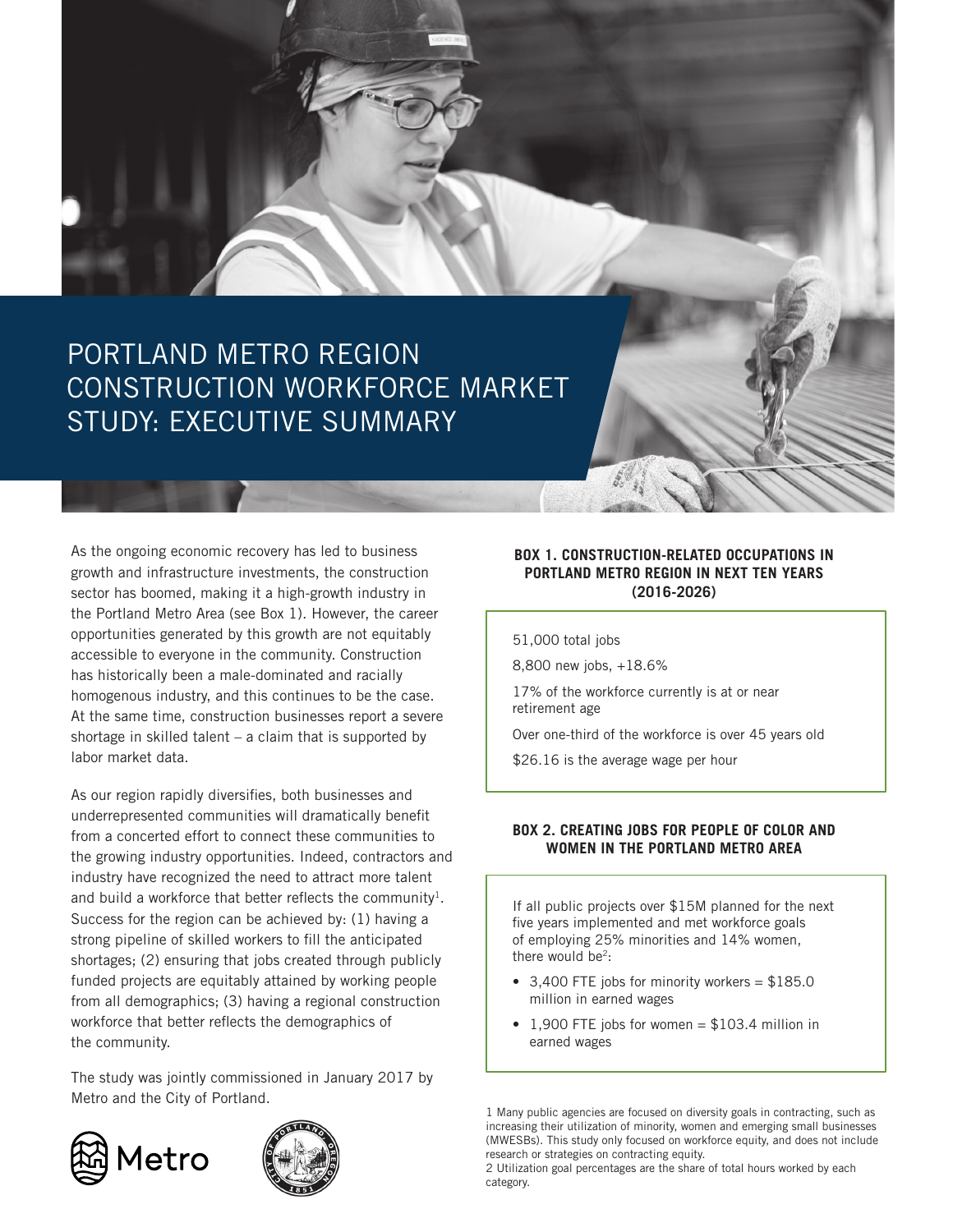# PORTLAND METRO REGION CONSTRUCTION WORKFORCE MARKET STUDY: EXECUTIVE SUMMARY

As the ongoing economic recovery has led to business growth and infrastructure investments, the construction sector has boomed, making it a high-growth industry in the Portland Metro Area (see Box 1). However, the career opportunities generated by this growth are not equitably accessible to everyone in the community. Construction has historically been a male-dominated and racially homogenous industry, and this continues to be the case. At the same time, construction businesses report a severe shortage in skilled talent – a claim that is supported by labor market data.

As our region rapidly diversifies, both businesses and underrepresented communities will dramatically benefit from a concerted effort to connect these communities to the growing industry opportunities. Indeed, contractors and industry have recognized the need to attract more talent and build a workforce that better reflects the community[1]. Success for the region can be achieved by: (1) having a strong pipeline of skilled workers to fill the anticipated shortages; (2) ensuring that jobs created through publicly funded projects are equitably attained by working people from all demographics; (3) having a regional construction workforce that better reflects the demographics of the community.

The study was jointly commissioned in January 2017 by Metro and the City of Portland.

### BOX 1. CONSTRUCTION-RELATED OCCUPATIONS IN PORTLAND METRO REGION IN NEXT TEN YEARS (2016-2026)

51,000 total jobs

8,800 new jobs, +18.6%

17% of the workforce currently is at or near retirement age

Over one-third of the workforce is over 45 years old

$26.16 is the average wage per hour

### BOX 2. CREATING JOBS FOR PEOPLE OF COLOR AND WOMEN IN THE PORTLAND METRO AREA

If all public projects over $15M planned for the next five years implemented and met workforce goals of employing 25% minorities and 14% women, there would be[2]:

- 3,400 FTE jobs for minority workers = $185.0 million in earned wages
- 1,900 FTE jobs for women = $103.4 million in earned wages

1 Many public agencies are focused on diversity goals in contracting, such as increasing their utilization of minority, women and emerging small businesses (MWESBs). This study only focused on workforce equity, and does not include research or strategies on contracting equity.

2 Utilization goal percentages are the share of total hours worked by each category.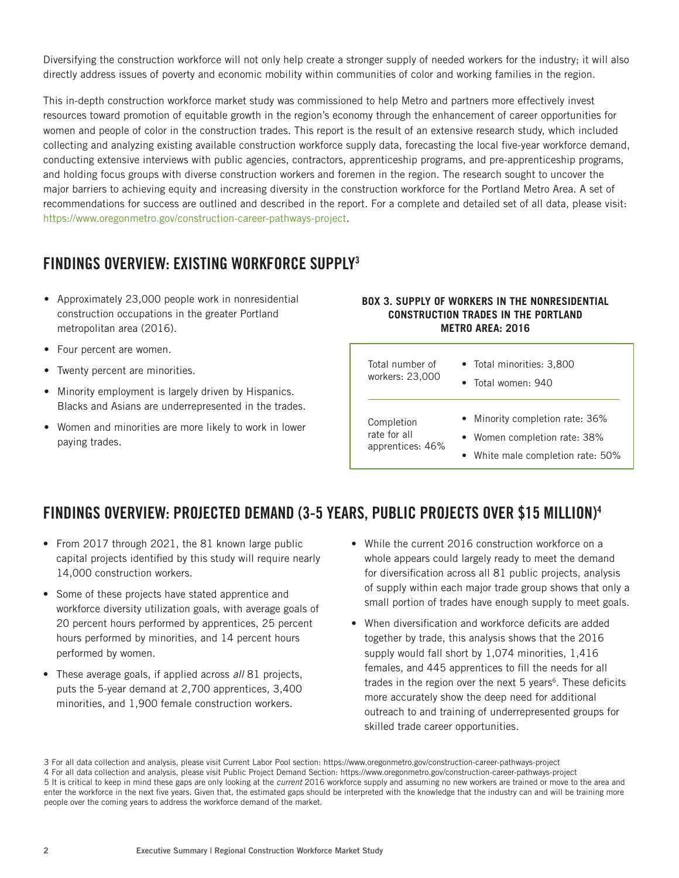Diversifying the construction workforce will not only help create a stronger supply of needed workers for the industry; it will also directly address issues of poverty and economic mobility within communities of color and working families in the region.

This in-depth construction workforce market study was commissioned to help Metro and partners more effectively invest resources toward promotion of equitable growth in the region's economy through the enhancement of career opportunities for women and people of color in the construction trades. This report is the result of an extensive research study, which included collecting and analyzing existing available construction workforce supply data, forecasting the local five-year workforce demand, conducting extensive interviews with public agencies, contractors, apprenticeship programs, and pre-apprenticeship programs, and holding focus groups with diverse construction workers and foremen in the region. The research sought to uncover the major barriers to achieving equity and increasing diversity in the construction workforce for the Portland Metro Area. A set of recommendations for success are outlined and described in the report. For a complete and detailed set of all data, please visit: https://www.oregonmetro.gov/construction-career-pathways-project.

## FINDINGS OVERVIEW: EXISTING WORKFORCE SUPPLY[3]

- Approximately 23,000 people work in nonresidential construction occupations in the greater Portland metropolitan area (2016).
- Four percent are women.
- Twenty percent are minorities.
- Minority employment is largely driven by Hispanics. Blacks and Asians are underrepresented in the trades.
- Women and minorities are more likely to work in lower paying trades.

**BOX 3. SUPPLY OF WORKERS IN THE NONRESIDENTIAL CONSTRUCTION TRADES IN THE PORTLAND METRO AREA: 2016**

| | |
|---|---|
| Total number of workers: 23,000 | • Total minorities: 3,800<br>• Total women: 940 |
| Completion rate for all apprentices: 46% | • Minority completion rate: 36%<br>• Women completion rate: 38%<br>• White male completion rate: 50% |

## FINDINGS OVERVIEW: PROJECTED DEMAND (3-5 YEARS, PUBLIC PROJECTS OVER $15 MILLION)[4]

- From 2017 through 2021, the 81 known large public capital projects identified by this study will require nearly 14,000 construction workers.
- Some of these projects have stated apprentice and workforce diversity utilization goals, with average goals of 20 percent hours performed by apprentices, 25 percent hours performed by minorities, and 14 percent hours performed by women.
- These average goals, if applied across *all* 81 projects, puts the 5-year demand at 2,700 apprentices, 3,400 minorities, and 1,900 female construction workers.
- While the current 2016 construction workforce on a whole appears could largely ready to meet the demand for diversification across all 81 public projects, analysis of supply within each major trade group shows that only a small portion of trades have enough supply to meet goals.
- When diversification and workforce deficits are added together by trade, this analysis shows that the 2016 supply would fall short by 1,074 minorities, 1,416 females, and 445 apprentices to fill the needs for all trades in the region over the next 5 years[6]. These deficits more accurately show the deep need for additional outreach to and training of underrepresented groups for skilled trade career opportunities.

3 For all data collection and analysis, please visit Current Labor Pool section: https://www.oregonmetro.gov/construction-career-pathways-project
4 For all data collection and analysis, please visit Public Project Demand Section: https://www.oregonmetro.gov/construction-career-pathways-project
5 It is critical to keep in mind these gaps are only looking at the *current* 2016 workforce supply and assuming no new workers are trained or move to the area and enter the workforce in the next five years. Given that, the estimated gaps should be interpreted with the knowledge that the industry can and will be training more people over the coming years to address the workforce demand of the market.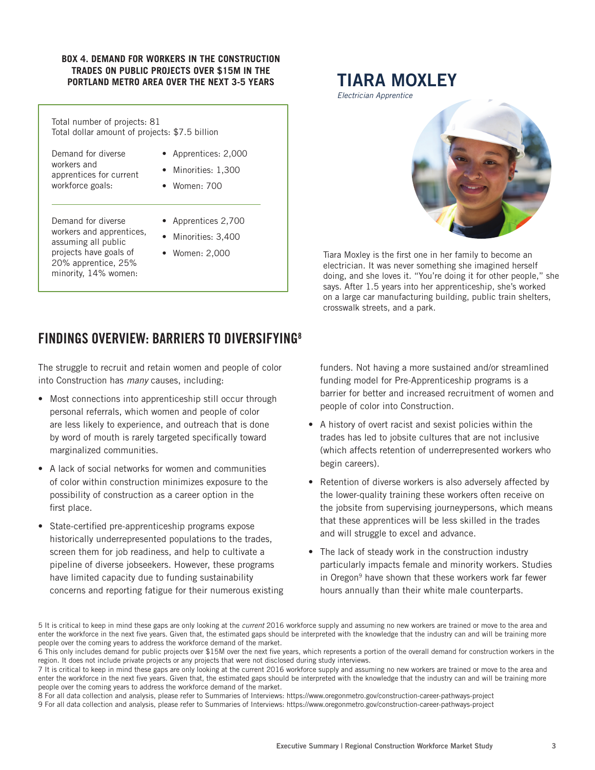**BOX 4. DEMAND FOR WORKERS IN THE CONSTRUCTION TRADES ON PUBLIC PROJECTS OVER $15M IN THE PORTLAND METRO AREA OVER THE NEXT 3-5 YEARS**

Total number of projects: 81
Total dollar amount of projects: $7.5 billion

| | |
|---|---|
| Demand for diverse workers and apprentices for current workforce goals: | • Apprentices: 2,000<br>• Minorities: 1,300<br>• Women: 700 |
| Demand for diverse workers and apprentices, assuming all public projects have goals of 20% apprentice, 25% minority, 14% women: | • Apprentices 2,700<br>• Minorities: 3,400<br>• Women: 2,000 |

## TIARA MOXLEY

*Electrician Apprentice*

Tiara Moxley is the first one in her family to become an electrician. It was never something she imagined herself doing, and she loves it. "You're doing it for other people," she says. After 1.5 years into her apprenticeship, she's worked on a large car manufacturing building, public train shelters, crosswalk streets, and a park.

## FINDINGS OVERVIEW: BARRIERS TO DIVERSIFYING[8]

The struggle to recruit and retain women and people of color into Construction has *many* causes, including:

- Most connections into apprenticeship still occur through personal referrals, which women and people of color are less likely to experience, and outreach that is done by word of mouth is rarely targeted specifically toward marginalized communities.
- A lack of social networks for women and communities of color within construction minimizes exposure to the possibility of construction as a career option in the first place.
- State-certified pre-apprenticeship programs expose historically underrepresented populations to the trades, screen them for job readiness, and help to cultivate a pipeline of diverse jobseekers. However, these programs have limited capacity due to funding sustainability concerns and reporting fatigue for their numerous existing funders. Not having a more sustained and/or streamlined funding model for Pre-Apprenticeship programs is a barrier for better and increased recruitment of women and people of color into Construction.
- A history of overt racist and sexist policies within the trades has led to jobsite cultures that are not inclusive (which affects retention of underrepresented workers who begin careers).
- Retention of diverse workers is also adversely affected by the lower-quality training these workers often receive on the jobsite from supervising journeypersons, which means that these apprentices will be less skilled in the trades and will struggle to excel and advance.
- The lack of steady work in the construction industry particularly impacts female and minority workers. Studies in Oregon[9] have shown that these workers work far fewer hours annually than their white male counterparts.

5 It is critical to keep in mind these gaps are only looking at the *current* 2016 workforce supply and assuming no new workers are trained or move to the area and enter the workforce in the next five years. Given that, the estimated gaps should be interpreted with the knowledge that the industry can and will be training more people over the coming years to address the workforce demand of the market.

6 This only includes demand for public projects over $15M over the next five years, which represents a portion of the overall demand for construction workers in the region. It does not include private projects or any projects that were not disclosed during study interviews.

7 It is critical to keep in mind these gaps are only looking at the current 2016 workforce supply and assuming no new workers are trained or move to the area and enter the workforce in the next five years. Given that, the estimated gaps should be interpreted with the knowledge that the industry can and will be training more people over the coming years to address the workforce demand of the market.

8 For all data collection and analysis, please refer to Summaries of Interviews: https://www.oregonmetro.gov/construction-career-pathways-project

9 For all data collection and analysis, please refer to Summaries of Interviews: https://www.oregonmetro.gov/construction-career-pathways-project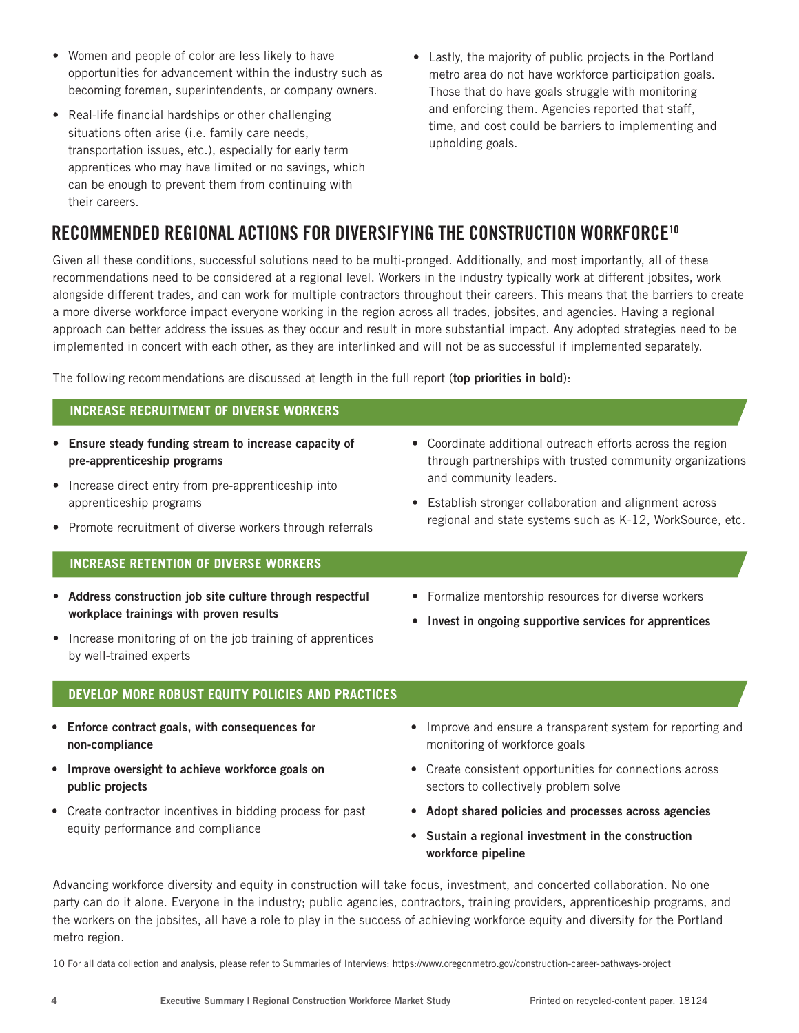- Women and people of color are less likely to have opportunities for advancement within the industry such as becoming foremen, superintendents, or company owners.
- Real-life financial hardships or other challenging situations often arise (i.e. family care needs, transportation issues, etc.), especially for early term apprentices who may have limited or no savings, which can be enough to prevent them from continuing with their careers.
- Lastly, the majority of public projects in the Portland metro area do not have workforce participation goals. Those that do have goals struggle with monitoring and enforcing them. Agencies reported that staff, time, and cost could be barriers to implementing and upholding goals.

## RECOMMENDED REGIONAL ACTIONS FOR DIVERSIFYING THE CONSTRUCTION WORKFORCE[10]

Given all these conditions, successful solutions need to be multi-pronged. Additionally, and most importantly, all of these recommendations need to be considered at a regional level. Workers in the industry typically work at different jobsites, work alongside different trades, and can work for multiple contractors throughout their careers. This means that the barriers to create a more diverse workforce impact everyone working in the region across all trades, jobsites, and agencies. Having a regional approach can better address the issues as they occur and result in more substantial impact. Any adopted strategies need to be implemented in concert with each other, as they are interlinked and will not be as successful if implemented separately.

The following recommendations are discussed at length in the full report (**top priorities in bold**):

### INCREASE RECRUITMENT OF DIVERSE WORKERS

- **Ensure steady funding stream to increase capacity of pre-apprenticeship programs**
- Increase direct entry from pre-apprenticeship into apprenticeship programs
- Promote recruitment of diverse workers through referrals
- Coordinate additional outreach efforts across the region through partnerships with trusted community organizations and community leaders.
- Establish stronger collaboration and alignment across regional and state systems such as K-12, WorkSource, etc.

### INCREASE RETENTION OF DIVERSE WORKERS

- **Address construction job site culture through respectful workplace trainings with proven results**
- Increase monitoring of on the job training of apprentices by well-trained experts
- Formalize mentorship resources for diverse workers
- **Invest in ongoing supportive services for apprentices**

### DEVELOP MORE ROBUST EQUITY POLICIES AND PRACTICES

- **Enforce contract goals, with consequences for non-compliance**
- **Improve oversight to achieve workforce goals on public projects**
- Create contractor incentives in bidding process for past equity performance and compliance
- Improve and ensure a transparent system for reporting and monitoring of workforce goals
- Create consistent opportunities for connections across sectors to collectively problem solve
- **Adopt shared policies and processes across agencies**
- **Sustain a regional investment in the construction workforce pipeline**

Advancing workforce diversity and equity in construction will take focus, investment, and concerted collaboration. No one party can do it alone. Everyone in the industry; public agencies, contractors, training providers, apprenticeship programs, and the workers on the jobsites, all have a role to play in the success of achieving workforce equity and diversity for the Portland metro region.

10 For all data collection and analysis, please refer to Summaries of Interviews: https://www.oregonmetro.gov/construction-career-pathways-project

Printed on recycled-content paper. 18124